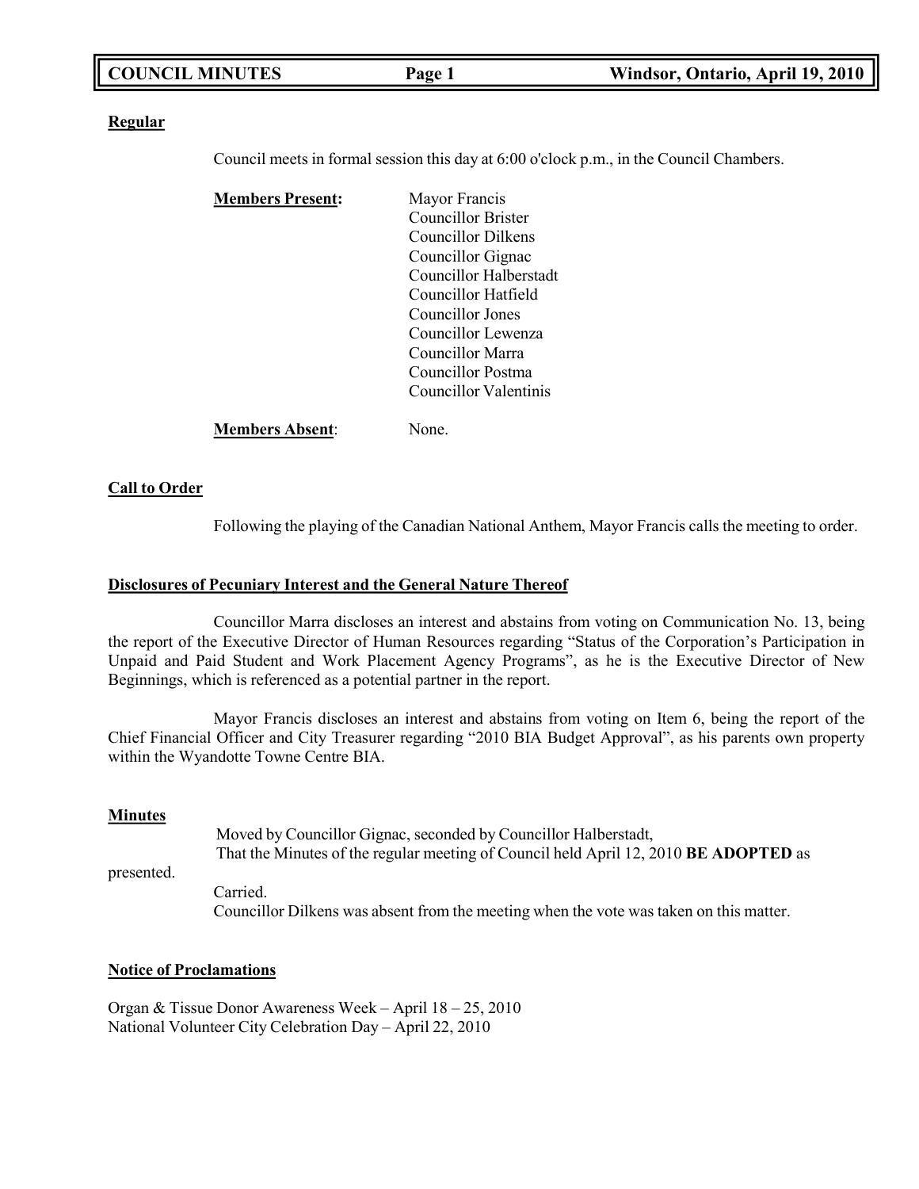## Regular

Council meets in formal session this day at 6:00 o'clock p.m., in the Council Chambers.

**Members Present:**

Mayor Francis
Councillor Brister
Councillor Dilkens
Councillor Gignac
Councillor Halberstadt
Councillor Hatfield
Councillor Jones
Councillor Lewenza
Councillor Marra
Councillor Postma
Councillor Valentinis

**Members Absent**: None.

## Call to Order

Following the playing of the Canadian National Anthem, Mayor Francis calls the meeting to order.

## Disclosures of Pecuniary Interest and the General Nature Thereof

Councillor Marra discloses an interest and abstains from voting on Communication No. 13, being the report of the Executive Director of Human Resources regarding "Status of the Corporation's Participation in Unpaid and Paid Student and Work Placement Agency Programs", as he is the Executive Director of New Beginnings, which is referenced as a potential partner in the report.

Mayor Francis discloses an interest and abstains from voting on Item 6, being the report of the Chief Financial Officer and City Treasurer regarding "2010 BIA Budget Approval", as his parents own property within the Wyandotte Towne Centre BIA.

## Minutes

Moved by Councillor Gignac, seconded by Councillor Halberstadt,
That the Minutes of the regular meeting of Council held April 12, 2010 **BE ADOPTED** as presented.

Carried.

Councillor Dilkens was absent from the meeting when the vote was taken on this matter.

## Notice of Proclamations

Organ & Tissue Donor Awareness Week – April 18 – 25, 2010
National Volunteer City Celebration Day – April 22, 2010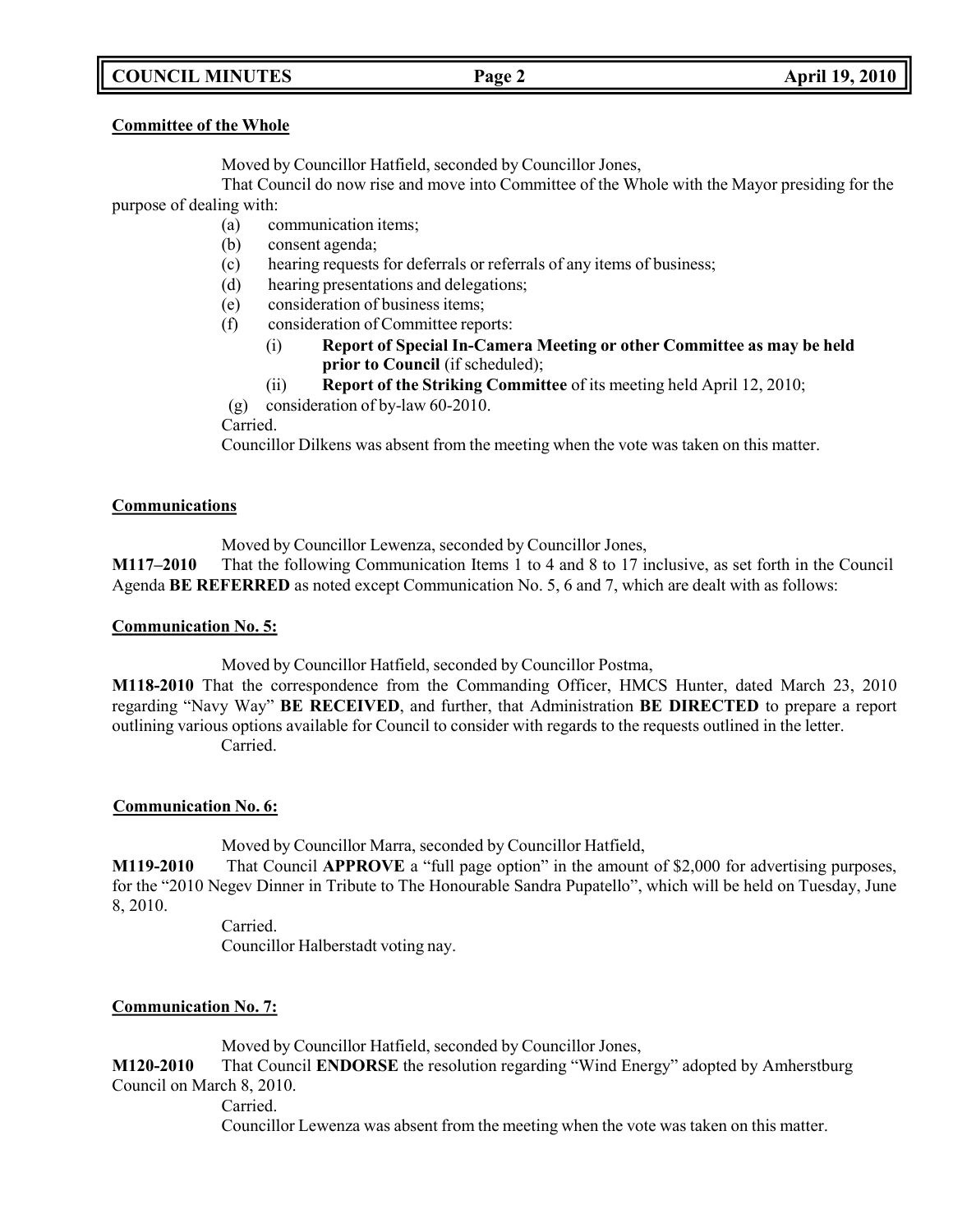**Committee of the Whole**

Moved by Councillor Hatfield, seconded by Councillor Jones,

That Council do now rise and move into Committee of the Whole with the Mayor presiding for the purpose of dealing with:

- (a) communication items;
- (b) consent agenda;
- (c) hearing requests for deferrals or referrals of any items of business;
- (d) hearing presentations and delegations;
- (e) consideration of business items;
- (f) consideration of Committee reports:
  - (i) **Report of Special In-Camera Meeting or other Committee as may be held prior to Council** (if scheduled);
  - (ii) **Report of the Striking Committee** of its meeting held April 12, 2010;
- (g) consideration of by-law 60-2010.

Carried.

Councillor Dilkens was absent from the meeting when the vote was taken on this matter.

**Communications**

Moved by Councillor Lewenza, seconded by Councillor Jones,

**M117–2010** That the following Communication Items 1 to 4 and 8 to 17 inclusive, as set forth in the Council Agenda **BE REFERRED** as noted except Communication No. 5, 6 and 7, which are dealt with as follows:

**Communication No. 5:**

Moved by Councillor Hatfield, seconded by Councillor Postma,

**M118-2010** That the correspondence from the Commanding Officer, HMCS Hunter, dated March 23, 2010 regarding "Navy Way" **BE RECEIVED**, and further, that Administration **BE DIRECTED** to prepare a report outlining various options available for Council to consider with regards to the requests outlined in the letter.

Carried.

**Communication No. 6:**

Moved by Councillor Marra, seconded by Councillor Hatfield,

**M119-2010** That Council **APPROVE** a "full page option" in the amount of $2,000 for advertising purposes, for the "2010 Negev Dinner in Tribute to The Honourable Sandra Pupatello", which will be held on Tuesday, June 8, 2010.

Carried.

Councillor Halberstadt voting nay.

**Communication No. 7:**

Moved by Councillor Hatfield, seconded by Councillor Jones,

**M120-2010** That Council **ENDORSE** the resolution regarding "Wind Energy" adopted by Amherstburg Council on March 8, 2010.

Carried.

Councillor Lewenza was absent from the meeting when the vote was taken on this matter.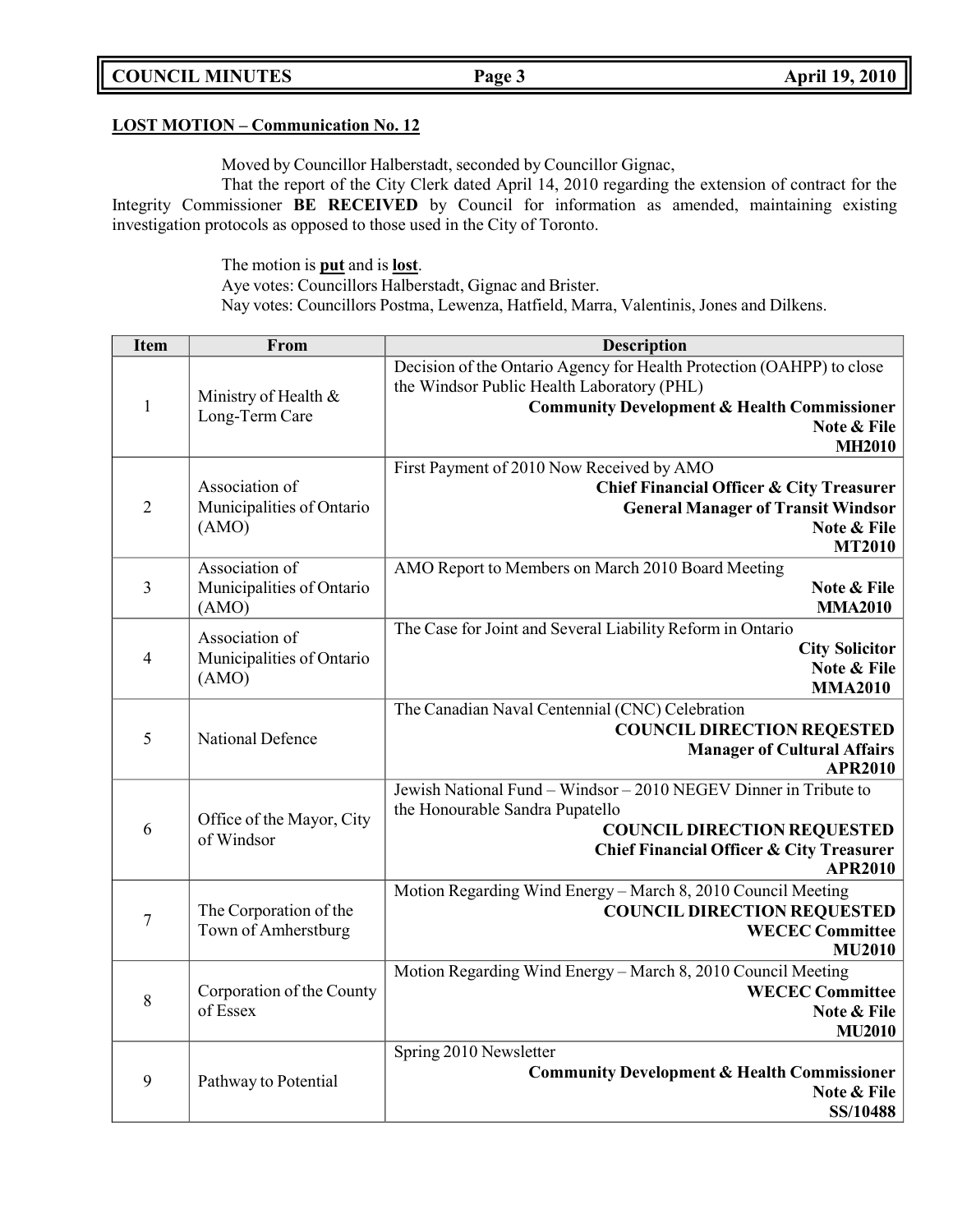**LOST MOTION – Communication No. 12**

Moved by Councillor Halberstadt, seconded by Councillor Gignac,

That the report of the City Clerk dated April 14, 2010 regarding the extension of contract for the Integrity Commissioner **BE RECEIVED** by Council for information as amended, maintaining existing investigation protocols as opposed to those used in the City of Toronto.

The motion is **put** and is **lost**.
Aye votes: Councillors Halberstadt, Gignac and Brister.
Nay votes: Councillors Postma, Lewenza, Hatfield, Marra, Valentinis, Jones and Dilkens.

| Item | From | Description |
|---|---|---|
| 1 | Ministry of Health & Long-Term Care | Decision of the Ontario Agency for Health Protection (OAHPP) to close the Windsor Public Health Laboratory (PHL)<br>**Community Development & Health Commissioner**<br>**Note & File**<br>**MH2010** |
| 2 | Association of Municipalities of Ontario (AMO) | First Payment of 2010 Now Received by AMO<br>**Chief Financial Officer & City Treasurer**<br>**General Manager of Transit Windsor**<br>**Note & File**<br>**MT2010** |
| 3 | Association of Municipalities of Ontario (AMO) | AMO Report to Members on March 2010 Board Meeting<br>**Note & File**<br>**MMA2010** |
| 4 | Association of Municipalities of Ontario (AMO) | The Case for Joint and Several Liability Reform in Ontario<br>**City Solicitor**<br>**Note & File**<br>**MMA2010** |
| 5 | National Defence | The Canadian Naval Centennial (CNC) Celebration<br>**COUNCIL DIRECTION REQESTED**<br>**Manager of Cultural Affairs**<br>**APR2010** |
| 6 | Office of the Mayor, City of Windsor | Jewish National Fund – Windsor – 2010 NEGEV Dinner in Tribute to the Honourable Sandra Pupatello<br>**COUNCIL DIRECTION REQUESTED**<br>**Chief Financial Officer & City Treasurer**<br>**APR2010** |
| 7 | The Corporation of the Town of Amherstburg | Motion Regarding Wind Energy – March 8, 2010 Council Meeting<br>**COUNCIL DIRECTION REQUESTED**<br>**WECEC Committee**<br>**MU2010** |
| 8 | Corporation of the County of Essex | Motion Regarding Wind Energy – March 8, 2010 Council Meeting<br>**WECEC Committee**<br>**Note & File**<br>**MU2010** |
| 9 | Pathway to Potential | Spring 2010 Newsletter<br>**Community Development & Health Commissioner**<br>**Note & File**<br>**SS/10488** |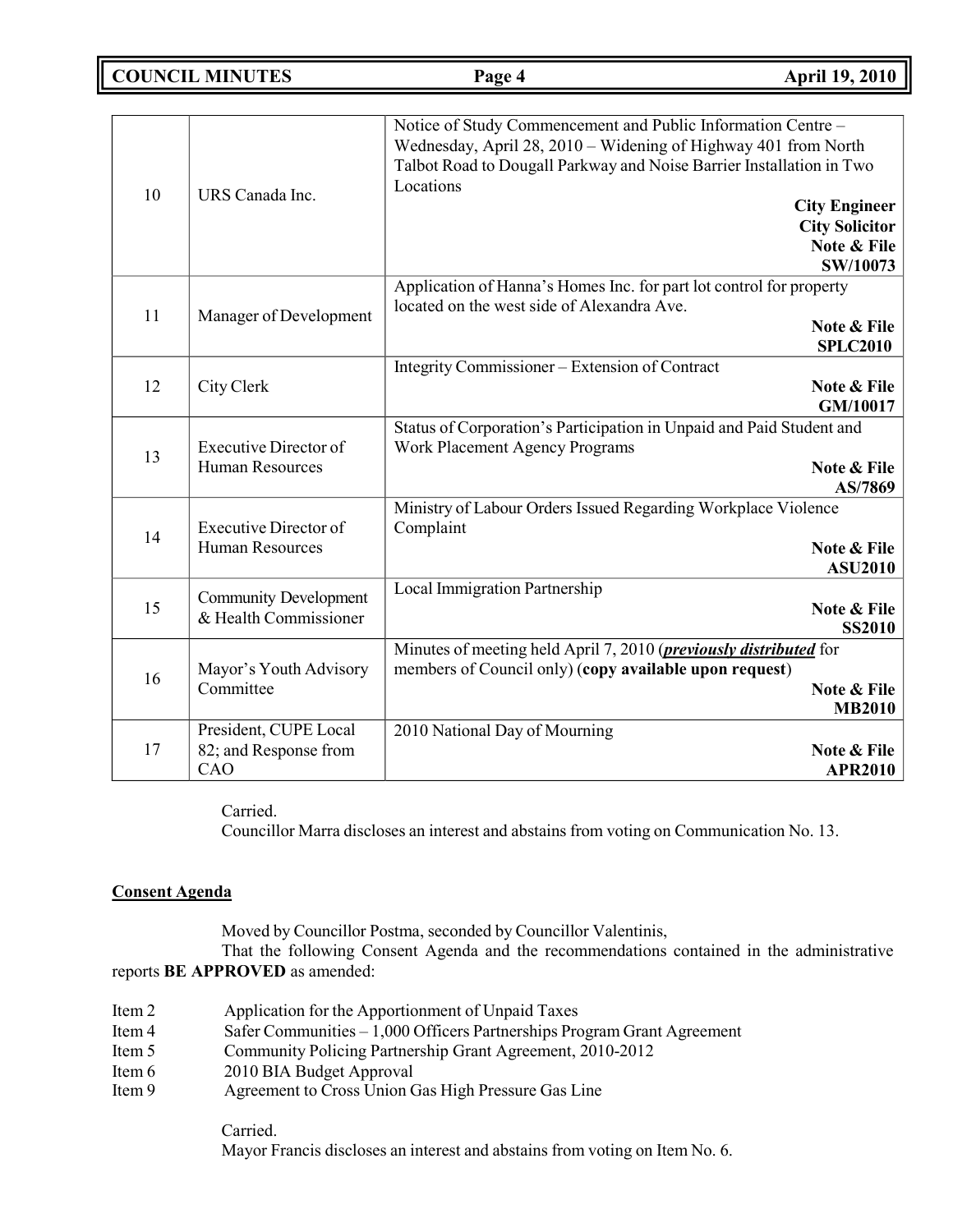| | | |
|---|---|---|
| 10 | URS Canada Inc. | Notice of Study Commencement and Public Information Centre – Wednesday, April 28, 2010 – Widening of Highway 401 from North Talbot Road to Dougall Parkway and Noise Barrier Installation in Two Locations **City Engineer** **City Solicitor** **Note & File** **SW/10073** |
| 11 | Manager of Development | Application of Hanna's Homes Inc. for part lot control for property located on the west side of Alexandra Ave. **Note & File** **SPLC2010** |
| 12 | City Clerk | Integrity Commissioner – Extension of Contract **Note & File** **GM/10017** |
| 13 | Executive Director of Human Resources | Status of Corporation's Participation in Unpaid and Paid Student and Work Placement Agency Programs **Note & File** **AS/7869** |
| 14 | Executive Director of Human Resources | Ministry of Labour Orders Issued Regarding Workplace Violence Complaint **Note & File** **ASU2010** |
| 15 | Community Development & Health Commissioner | Local Immigration Partnership **Note & File** **SS2010** |
| 16 | Mayor's Youth Advisory Committee | Minutes of meeting held April 7, 2010 (***previously distributed*** for members of Council only) (**copy available upon request**) **Note & File** **MB2010** |
| 17 | President, CUPE Local 82; and Response from CAO | 2010 National Day of Mourning **Note & File** **APR2010** |

Carried.

Councillor Marra discloses an interest and abstains from voting on Communication No. 13.

**Consent Agenda**

Moved by Councillor Postma, seconded by Councillor Valentinis,

That the following Consent Agenda and the recommendations contained in the administrative reports **BE APPROVED** as amended:

- Item 2 Application for the Apportionment of Unpaid Taxes
- Item 4 Safer Communities – 1,000 Officers Partnerships Program Grant Agreement
- Item 5 Community Policing Partnership Grant Agreement, 2010-2012
- Item 6 2010 BIA Budget Approval
- Item 9 Agreement to Cross Union Gas High Pressure Gas Line

Carried.

Mayor Francis discloses an interest and abstains from voting on Item No. 6.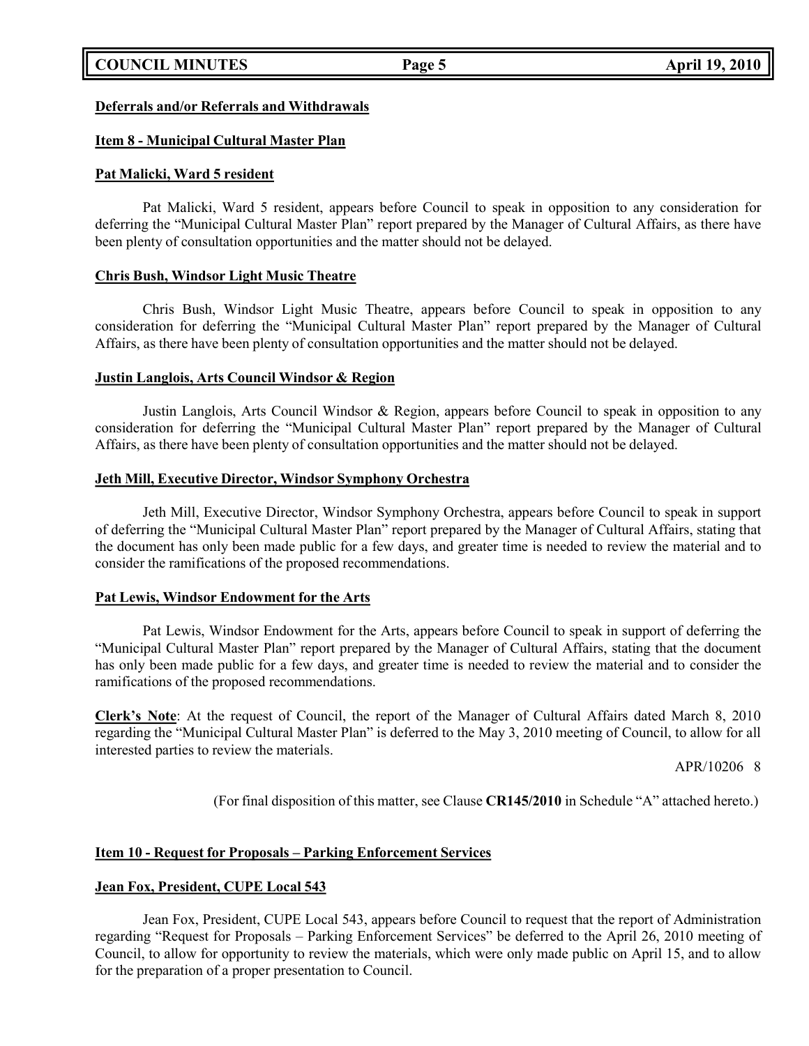**Deferrals and/or Referrals and Withdrawals**

**Item 8 - Municipal Cultural Master Plan**

**Pat Malicki, Ward 5 resident**

Pat Malicki, Ward 5 resident, appears before Council to speak in opposition to any consideration for deferring the "Municipal Cultural Master Plan" report prepared by the Manager of Cultural Affairs, as there have been plenty of consultation opportunities and the matter should not be delayed.

**Chris Bush, Windsor Light Music Theatre**

Chris Bush, Windsor Light Music Theatre, appears before Council to speak in opposition to any consideration for deferring the "Municipal Cultural Master Plan" report prepared by the Manager of Cultural Affairs, as there have been plenty of consultation opportunities and the matter should not be delayed.

**Justin Langlois, Arts Council Windsor & Region**

Justin Langlois, Arts Council Windsor & Region, appears before Council to speak in opposition to any consideration for deferring the "Municipal Cultural Master Plan" report prepared by the Manager of Cultural Affairs, as there have been plenty of consultation opportunities and the matter should not be delayed.

**Jeth Mill, Executive Director, Windsor Symphony Orchestra**

Jeth Mill, Executive Director, Windsor Symphony Orchestra, appears before Council to speak in support of deferring the "Municipal Cultural Master Plan" report prepared by the Manager of Cultural Affairs, stating that the document has only been made public for a few days, and greater time is needed to review the material and to consider the ramifications of the proposed recommendations.

**Pat Lewis, Windsor Endowment for the Arts**

Pat Lewis, Windsor Endowment for the Arts, appears before Council to speak in support of deferring the "Municipal Cultural Master Plan" report prepared by the Manager of Cultural Affairs, stating that the document has only been made public for a few days, and greater time is needed to review the material and to consider the ramifications of the proposed recommendations.

**Clerk's Note**: At the request of Council, the report of the Manager of Cultural Affairs dated March 8, 2010 regarding the "Municipal Cultural Master Plan" is deferred to the May 3, 2010 meeting of Council, to allow for all interested parties to review the materials.

APR/10206 8

(For final disposition of this matter, see Clause **CR145/2010** in Schedule "A" attached hereto.)

**Item 10 - Request for Proposals – Parking Enforcement Services**

**Jean Fox, President, CUPE Local 543**

Jean Fox, President, CUPE Local 543, appears before Council to request that the report of Administration regarding "Request for Proposals – Parking Enforcement Services" be deferred to the April 26, 2010 meeting of Council, to allow for opportunity to review the materials, which were only made public on April 15, and to allow for the preparation of a proper presentation to Council.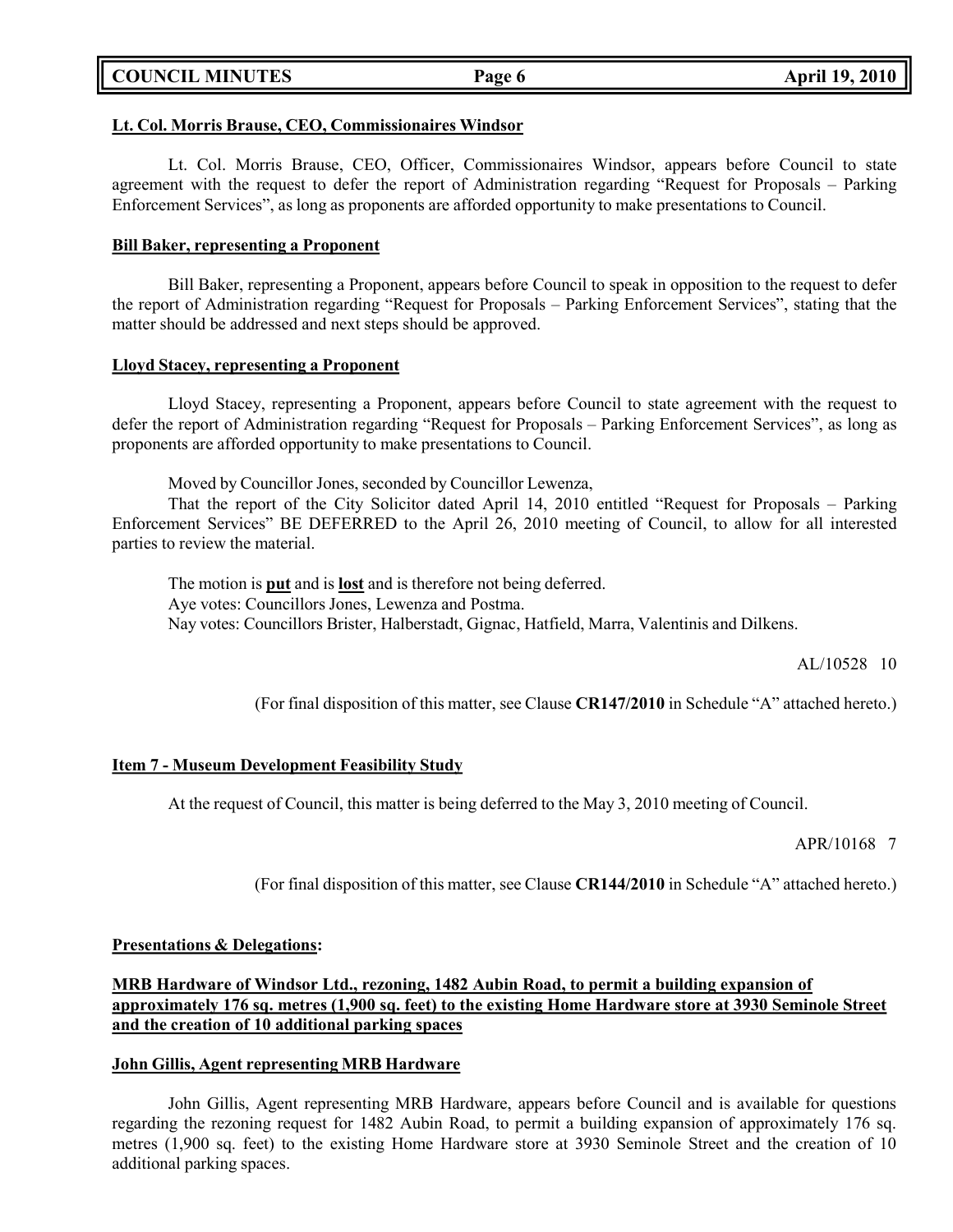**Lt. Col. Morris Brause, CEO, Commissionaires Windsor**

Lt. Col. Morris Brause, CEO, Officer, Commissionaires Windsor, appears before Council to state agreement with the request to defer the report of Administration regarding "Request for Proposals – Parking Enforcement Services", as long as proponents are afforded opportunity to make presentations to Council.

**Bill Baker, representing a Proponent**

Bill Baker, representing a Proponent, appears before Council to speak in opposition to the request to defer the report of Administration regarding "Request for Proposals – Parking Enforcement Services", stating that the matter should be addressed and next steps should be approved.

**Lloyd Stacey, representing a Proponent**

Lloyd Stacey, representing a Proponent, appears before Council to state agreement with the request to defer the report of Administration regarding "Request for Proposals – Parking Enforcement Services", as long as proponents are afforded opportunity to make presentations to Council.

Moved by Councillor Jones, seconded by Councillor Lewenza,

That the report of the City Solicitor dated April 14, 2010 entitled "Request for Proposals – Parking Enforcement Services" BE DEFERRED to the April 26, 2010 meeting of Council, to allow for all interested parties to review the material.

The motion is **put** and is **lost** and is therefore not being deferred.
Aye votes: Councillors Jones, Lewenza and Postma.
Nay votes: Councillors Brister, Halberstadt, Gignac, Hatfield, Marra, Valentinis and Dilkens.

AL/10528 10

(For final disposition of this matter, see Clause **CR147/2010** in Schedule "A" attached hereto.)

**Item 7 - Museum Development Feasibility Study**

At the request of Council, this matter is being deferred to the May 3, 2010 meeting of Council.

APR/10168 7

(For final disposition of this matter, see Clause **CR144/2010** in Schedule "A" attached hereto.)

**Presentations & Delegations:**

**MRB Hardware of Windsor Ltd., rezoning, 1482 Aubin Road, to permit a building expansion of approximately 176 sq. metres (1,900 sq. feet) to the existing Home Hardware store at 3930 Seminole Street and the creation of 10 additional parking spaces**

**John Gillis, Agent representing MRB Hardware**

John Gillis, Agent representing MRB Hardware, appears before Council and is available for questions regarding the rezoning request for 1482 Aubin Road, to permit a building expansion of approximately 176 sq. metres (1,900 sq. feet) to the existing Home Hardware store at 3930 Seminole Street and the creation of 10 additional parking spaces.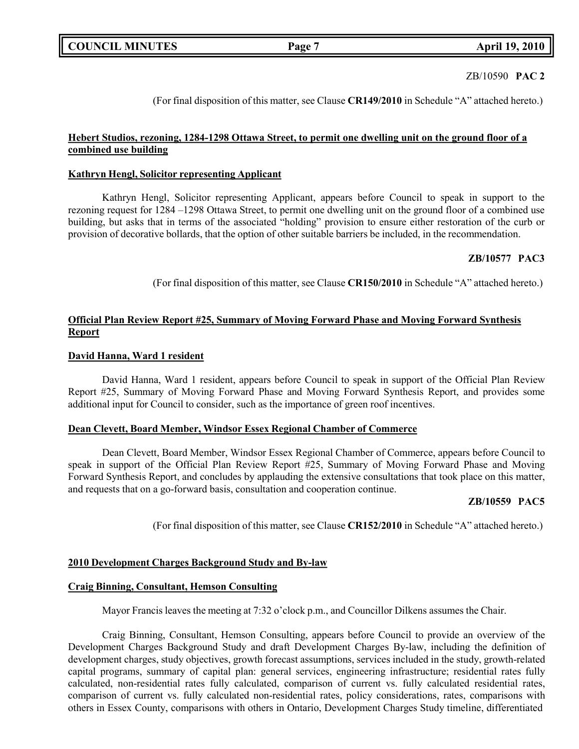ZB/10590 **PAC 2**

(For final disposition of this matter, see Clause **CR149/2010** in Schedule "A" attached hereto.)

**Hebert Studios, rezoning, 1284-1298 Ottawa Street, to permit one dwelling unit on the ground floor of a combined use building**

**Kathryn Hengl, Solicitor representing Applicant**

Kathryn Hengl, Solicitor representing Applicant, appears before Council to speak in support to the rezoning request for 1284 –1298 Ottawa Street, to permit one dwelling unit on the ground floor of a combined use building, but asks that in terms of the associated "holding" provision to ensure either restoration of the curb or provision of decorative bollards, that the option of other suitable barriers be included, in the recommendation.

**ZB/10577 PAC3**

(For final disposition of this matter, see Clause **CR150/2010** in Schedule "A" attached hereto.)

**Official Plan Review Report #25, Summary of Moving Forward Phase and Moving Forward Synthesis Report**

**David Hanna, Ward 1 resident**

David Hanna, Ward 1 resident, appears before Council to speak in support of the Official Plan Review Report #25, Summary of Moving Forward Phase and Moving Forward Synthesis Report, and provides some additional input for Council to consider, such as the importance of green roof incentives.

**Dean Clevett, Board Member, Windsor Essex Regional Chamber of Commerce**

Dean Clevett, Board Member, Windsor Essex Regional Chamber of Commerce, appears before Council to speak in support of the Official Plan Review Report #25, Summary of Moving Forward Phase and Moving Forward Synthesis Report, and concludes by applauding the extensive consultations that took place on this matter, and requests that on a go-forward basis, consultation and cooperation continue.

**ZB/10559 PAC5**

(For final disposition of this matter, see Clause **CR152/2010** in Schedule "A" attached hereto.)

**2010 Development Charges Background Study and By-law**

**Craig Binning, Consultant, Hemson Consulting**

Mayor Francis leaves the meeting at 7:32 o'clock p.m., and Councillor Dilkens assumes the Chair.

Craig Binning, Consultant, Hemson Consulting, appears before Council to provide an overview of the Development Charges Background Study and draft Development Charges By-law, including the definition of development charges, study objectives, growth forecast assumptions, services included in the study, growth-related capital programs, summary of capital plan: general services, engineering infrastructure; residential rates fully calculated, non-residential rates fully calculated, comparison of current vs. fully calculated residential rates, comparison of current vs. fully calculated non-residential rates, policy considerations, rates, comparisons with others in Essex County, comparisons with others in Ontario, Development Charges Study timeline, differentiated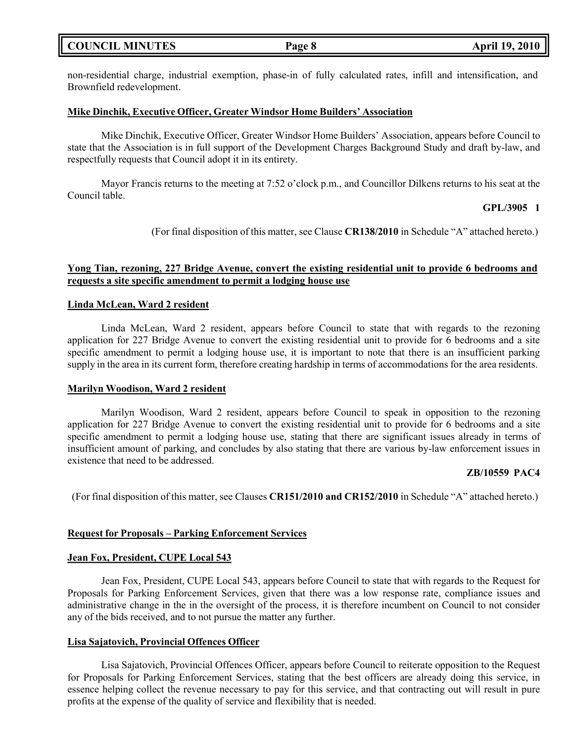non-residential charge, industrial exemption, phase-in of fully calculated rates, infill and intensification, and Brownfield redevelopment.

**Mike Dinchik, Executive Officer, Greater Windsor Home Builders' Association**

Mike Dinchik, Executive Officer, Greater Windsor Home Builders' Association, appears before Council to state that the Association is in full support of the Development Charges Background Study and draft by-law, and respectfully requests that Council adopt it in its entirety.

Mayor Francis returns to the meeting at 7:52 o'clock p.m., and Councillor Dilkens returns to his seat at the Council table.

**GPL/3905 1**

(For final disposition of this matter, see Clause **CR138/2010** in Schedule "A" attached hereto.)

**Yong Tian, rezoning, 227 Bridge Avenue, convert the existing residential unit to provide 6 bedrooms and requests a site specific amendment to permit a lodging house use**

**Linda McLean, Ward 2 resident**

Linda McLean, Ward 2 resident, appears before Council to state that with regards to the rezoning application for 227 Bridge Avenue to convert the existing residential unit to provide for 6 bedrooms and a site specific amendment to permit a lodging house use, it is important to note that there is an insufficient parking supply in the area in its current form, therefore creating hardship in terms of accommodations for the area residents.

**Marilyn Woodison, Ward 2 resident**

Marilyn Woodison, Ward 2 resident, appears before Council to speak in opposition to the rezoning application for 227 Bridge Avenue to convert the existing residential unit to provide for 6 bedrooms and a site specific amendment to permit a lodging house use, stating that there are significant issues already in terms of insufficient amount of parking, and concludes by also stating that there are various by-law enforcement issues in existence that need to be addressed.

**ZB/10559 PAC4**

(For final disposition of this matter, see Clauses **CR151/2010 and CR152/2010** in Schedule "A" attached hereto.)

**Request for Proposals – Parking Enforcement Services**

**Jean Fox, President, CUPE Local 543**

Jean Fox, President, CUPE Local 543, appears before Council to state that with regards to the Request for Proposals for Parking Enforcement Services, given that there was a low response rate, compliance issues and administrative change in the in the oversight of the process, it is therefore incumbent on Council to not consider any of the bids received, and to not pursue the matter any further.

**Lisa Sajatovich, Provincial Offences Officer**

Lisa Sajatovich, Provincial Offences Officer, appears before Council to reiterate opposition to the Request for Proposals for Parking Enforcement Services, stating that the best officers are already doing this service, in essence helping collect the revenue necessary to pay for this service, and that contracting out will result in pure profits at the expense of the quality of service and flexibility that is needed.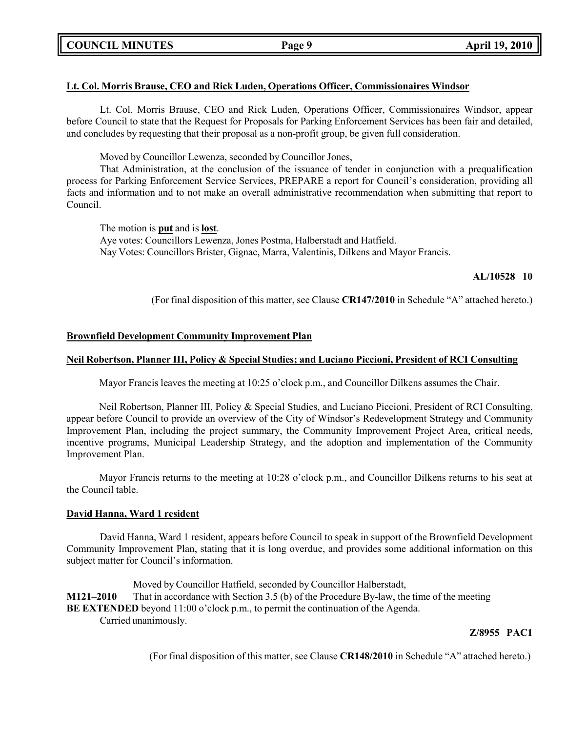**Lt. Col. Morris Brause, CEO and Rick Luden, Operations Officer, Commissionaires Windsor**

Lt. Col. Morris Brause, CEO and Rick Luden, Operations Officer, Commissionaires Windsor, appear before Council to state that the Request for Proposals for Parking Enforcement Services has been fair and detailed, and concludes by requesting that their proposal as a non-profit group, be given full consideration.

Moved by Councillor Lewenza, seconded by Councillor Jones,

That Administration, at the conclusion of the issuance of tender in conjunction with a prequalification process for Parking Enforcement Service Services, PREPARE a report for Council's consideration, providing all facts and information and to not make an overall administrative recommendation when submitting that report to Council.

The motion is **put** and is **lost**.
Aye votes: Councillors Lewenza, Jones Postma, Halberstadt and Hatfield.
Nay Votes: Councillors Brister, Gignac, Marra, Valentinis, Dilkens and Mayor Francis.

**AL/10528 10**

(For final disposition of this matter, see Clause **CR147/2010** in Schedule "A" attached hereto.)

**Brownfield Development Community Improvement Plan**

**Neil Robertson, Planner III, Policy & Special Studies; and Luciano Piccioni, President of RCI Consulting**

Mayor Francis leaves the meeting at 10:25 o'clock p.m., and Councillor Dilkens assumes the Chair.

Neil Robertson, Planner III, Policy & Special Studies, and Luciano Piccioni, President of RCI Consulting, appear before Council to provide an overview of the City of Windsor's Redevelopment Strategy and Community Improvement Plan, including the project summary, the Community Improvement Project Area, critical needs, incentive programs, Municipal Leadership Strategy, and the adoption and implementation of the Community Improvement Plan.

Mayor Francis returns to the meeting at 10:28 o'clock p.m., and Councillor Dilkens returns to his seat at the Council table.

**David Hanna, Ward 1 resident**

David Hanna, Ward 1 resident, appears before Council to speak in support of the Brownfield Development Community Improvement Plan, stating that it is long overdue, and provides some additional information on this subject matter for Council's information.

Moved by Councillor Hatfield, seconded by Councillor Halberstadt,

**M121–2010** That in accordance with Section 3.5 (b) of the Procedure By-law, the time of the meeting **BE EXTENDED** beyond 11:00 o'clock p.m., to permit the continuation of the Agenda.

Carried unanimously.

**Z/8955 PAC1**

(For final disposition of this matter, see Clause **CR148/2010** in Schedule "A" attached hereto.)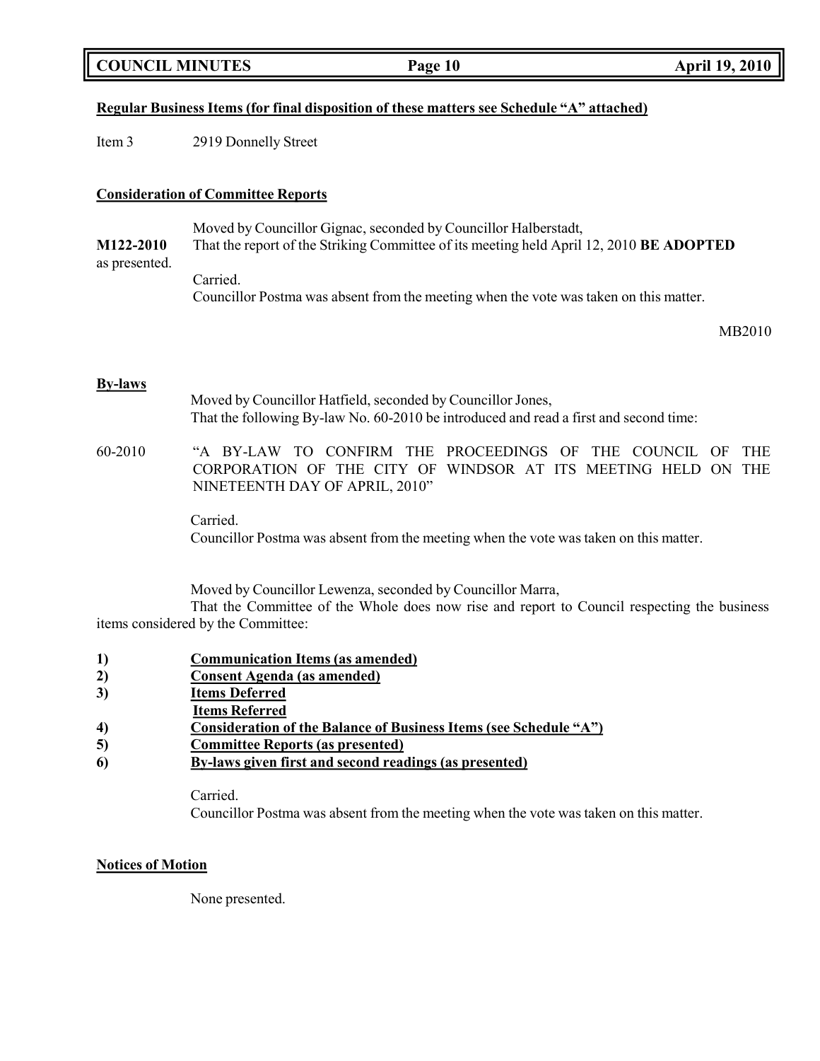**Regular Business Items (for final disposition of these matters see Schedule "A" attached)**

Item 3 2919 Donnelly Street

**Consideration of Committee Reports**

Moved by Councillor Gignac, seconded by Councillor Halberstadt,

**M122-2010** That the report of the Striking Committee of its meeting held April 12, 2010 **BE ADOPTED** as presented.

Carried.

Councillor Postma was absent from the meeting when the vote was taken on this matter.

MB2010

**By-laws**

Moved by Councillor Hatfield, seconded by Councillor Jones,

That the following By-law No. 60-2010 be introduced and read a first and second time:

60-2010 "A BY-LAW TO CONFIRM THE PROCEEDINGS OF THE COUNCIL OF THE CORPORATION OF THE CITY OF WINDSOR AT ITS MEETING HELD ON THE NINETEENTH DAY OF APRIL, 2010"

Carried.

Councillor Postma was absent from the meeting when the vote was taken on this matter.

Moved by Councillor Lewenza, seconded by Councillor Marra,

That the Committee of the Whole does now rise and report to Council respecting the business items considered by the Committee:

1) **Communication Items (as amended)**
2) **Consent Agenda (as amended)**
3) **Items Deferred**
   **Items Referred**
4) **Consideration of the Balance of Business Items (see Schedule "A")**
5) **Committee Reports (as presented)**
6) **By-laws given first and second readings (as presented)**

Carried.

Councillor Postma was absent from the meeting when the vote was taken on this matter.

**Notices of Motion**

None presented.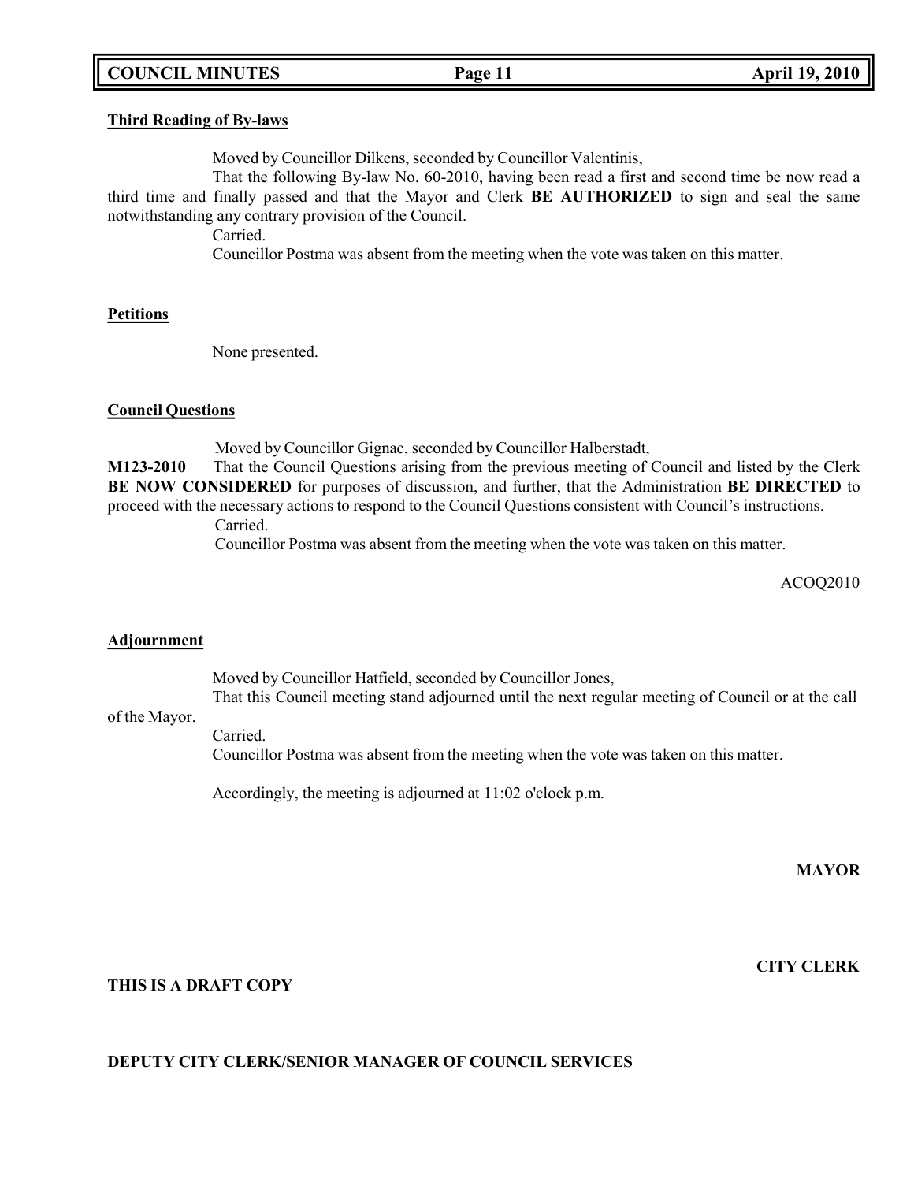**Third Reading of By-laws**

Moved by Councillor Dilkens, seconded by Councillor Valentinis,

That the following By-law No. 60-2010, having been read a first and second time be now read a third time and finally passed and that the Mayor and Clerk **BE AUTHORIZED** to sign and seal the same notwithstanding any contrary provision of the Council.

Carried.

Councillor Postma was absent from the meeting when the vote was taken on this matter.

**Petitions**

None presented.

**Council Questions**

Moved by Councillor Gignac, seconded by Councillor Halberstadt,

**M123-2010** That the Council Questions arising from the previous meeting of Council and listed by the Clerk **BE NOW CONSIDERED** for purposes of discussion, and further, that the Administration **BE DIRECTED** to proceed with the necessary actions to respond to the Council Questions consistent with Council's instructions.

Carried.

Councillor Postma was absent from the meeting when the vote was taken on this matter.

ACOQ2010

**Adjournment**

Moved by Councillor Hatfield, seconded by Councillor Jones,

That this Council meeting stand adjourned until the next regular meeting of Council or at the call of the Mayor.

Carried.

Councillor Postma was absent from the meeting when the vote was taken on this matter.

Accordingly, the meeting is adjourned at 11:02 o'clock p.m.

**MAYOR**

**CITY CLERK**

**THIS IS A DRAFT COPY**

**DEPUTY CITY CLERK/SENIOR MANAGER OF COUNCIL SERVICES**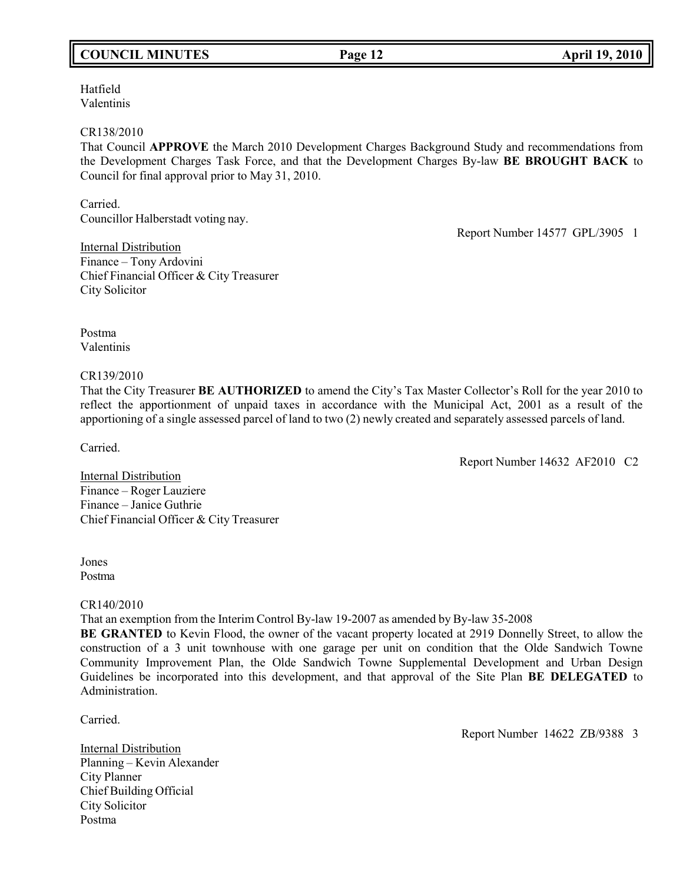Hatfield
Valentinis

CR138/2010
That Council **APPROVE** the March 2010 Development Charges Background Study and recommendations from the Development Charges Task Force, and that the Development Charges By-law **BE BROUGHT BACK** to Council for final approval prior to May 31, 2010.

Carried.
Councillor Halberstadt voting nay.

Report Number 14577 GPL/3905 1

Internal Distribution
Finance – Tony Ardovini
Chief Financial Officer & City Treasurer
City Solicitor

Postma
Valentinis

CR139/2010
That the City Treasurer **BE AUTHORIZED** to amend the City's Tax Master Collector's Roll for the year 2010 to reflect the apportionment of unpaid taxes in accordance with the Municipal Act, 2001 as a result of the apportioning of a single assessed parcel of land to two (2) newly created and separately assessed parcels of land.

Carried.

Report Number 14632 AF2010 C2

Internal Distribution
Finance – Roger Lauziere
Finance – Janice Guthrie
Chief Financial Officer & City Treasurer

Jones
Postma

CR140/2010
That an exemption from the Interim Control By-law 19-2007 as amended by By-law 35-2008 **BE GRANTED** to Kevin Flood, the owner of the vacant property located at 2919 Donnelly Street, to allow the construction of a 3 unit townhouse with one garage per unit on condition that the Olde Sandwich Towne Community Improvement Plan, the Olde Sandwich Towne Supplemental Development and Urban Design Guidelines be incorporated into this development, and that approval of the Site Plan **BE DELEGATED** to Administration.

Carried.

Report Number 14622 ZB/9388 3

Internal Distribution
Planning – Kevin Alexander
City Planner
Chief Building Official
City Solicitor
Postma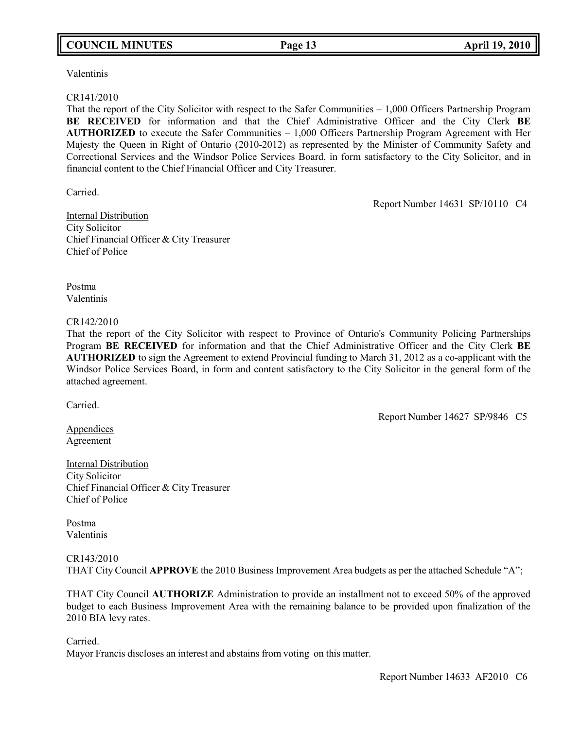Valentinis

CR141/2010
That the report of the City Solicitor with respect to the Safer Communities – 1,000 Officers Partnership Program **BE RECEIVED** for information and that the Chief Administrative Officer and the City Clerk **BE AUTHORIZED** to execute the Safer Communities – 1,000 Officers Partnership Program Agreement with Her Majesty the Queen in Right of Ontario (2010-2012) as represented by the Minister of Community Safety and Correctional Services and the Windsor Police Services Board, in form satisfactory to the City Solicitor, and in financial content to the Chief Financial Officer and City Treasurer.

Carried.

Report Number 14631 SP/10110 C4

Internal Distribution
City Solicitor
Chief Financial Officer & City Treasurer
Chief of Police

Postma
Valentinis

CR142/2010
That the report of the City Solicitor with respect to Province of Ontario's Community Policing Partnerships Program **BE RECEIVED** for information and that the Chief Administrative Officer and the City Clerk **BE AUTHORIZED** to sign the Agreement to extend Provincial funding to March 31, 2012 as a co-applicant with the Windsor Police Services Board, in form and content satisfactory to the City Solicitor in the general form of the attached agreement.

Carried.

Report Number 14627 SP/9846 C5

Appendices
Agreement

Internal Distribution
City Solicitor
Chief Financial Officer & City Treasurer
Chief of Police

Postma
Valentinis

CR143/2010
THAT City Council **APPROVE** the 2010 Business Improvement Area budgets as per the attached Schedule "A";

THAT City Council **AUTHORIZE** Administration to provide an installment not to exceed 50% of the approved budget to each Business Improvement Area with the remaining balance to be provided upon finalization of the 2010 BIA levy rates.

Carried.
Mayor Francis discloses an interest and abstains from voting on this matter.

Report Number 14633 AF2010 C6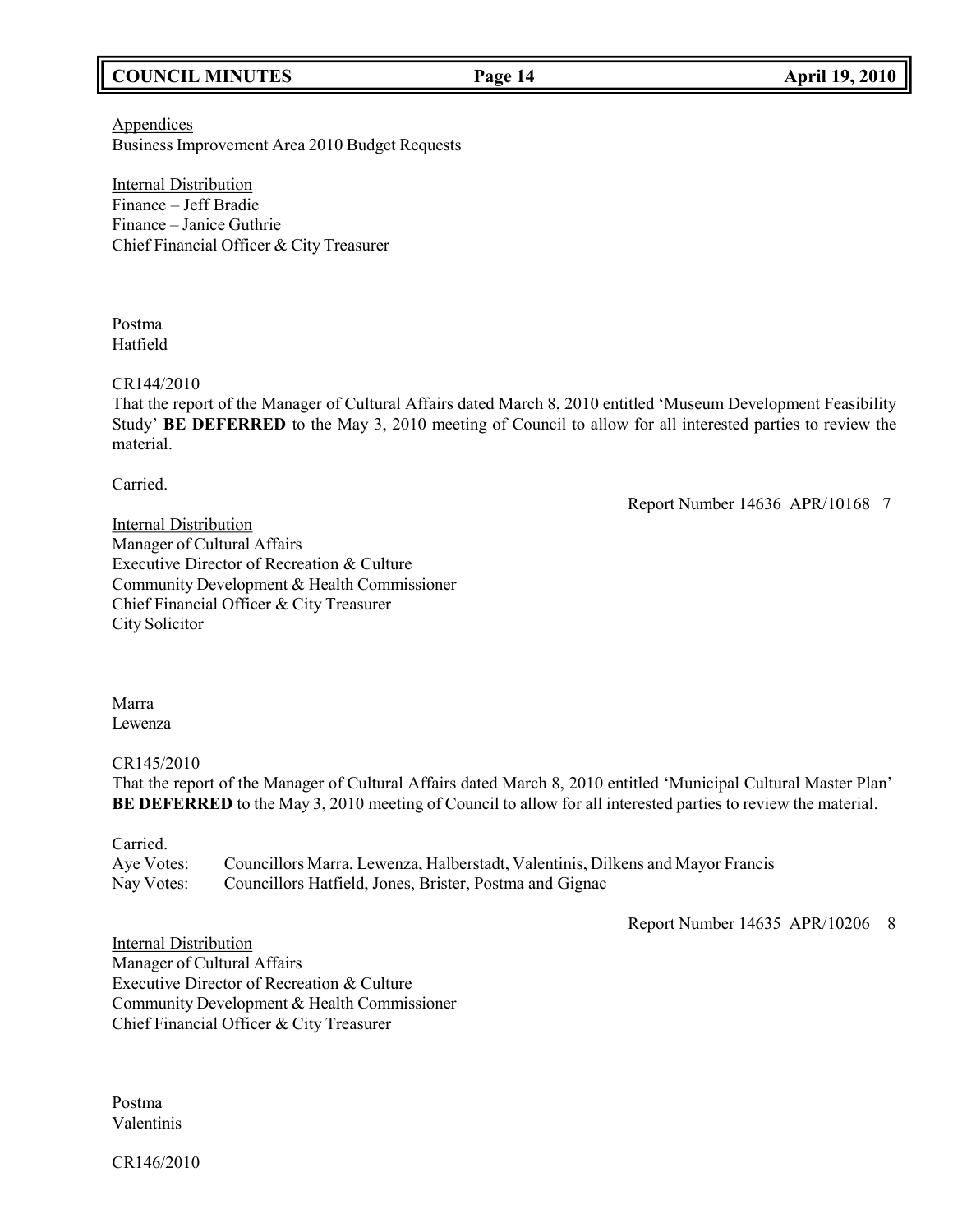Appendices
Business Improvement Area 2010 Budget Requests

Internal Distribution
Finance – Jeff Bradie
Finance – Janice Guthrie
Chief Financial Officer & City Treasurer

Postma
Hatfield

CR144/2010
That the report of the Manager of Cultural Affairs dated March 8, 2010 entitled 'Museum Development Feasibility Study' **BE DEFERRED** to the May 3, 2010 meeting of Council to allow for all interested parties to review the material.

Carried.

Report Number 14636 APR/10168 7

Internal Distribution
Manager of Cultural Affairs
Executive Director of Recreation & Culture
Community Development & Health Commissioner
Chief Financial Officer & City Treasurer
City Solicitor

Marra
Lewenza

CR145/2010
That the report of the Manager of Cultural Affairs dated March 8, 2010 entitled 'Municipal Cultural Master Plan' **BE DEFERRED** to the May 3, 2010 meeting of Council to allow for all interested parties to review the material.

Carried.
Aye Votes: Councillors Marra, Lewenza, Halberstadt, Valentinis, Dilkens and Mayor Francis
Nay Votes: Councillors Hatfield, Jones, Brister, Postma and Gignac

Report Number 14635 APR/10206 8

Internal Distribution
Manager of Cultural Affairs
Executive Director of Recreation & Culture
Community Development & Health Commissioner
Chief Financial Officer & City Treasurer

Postma
Valentinis

CR146/2010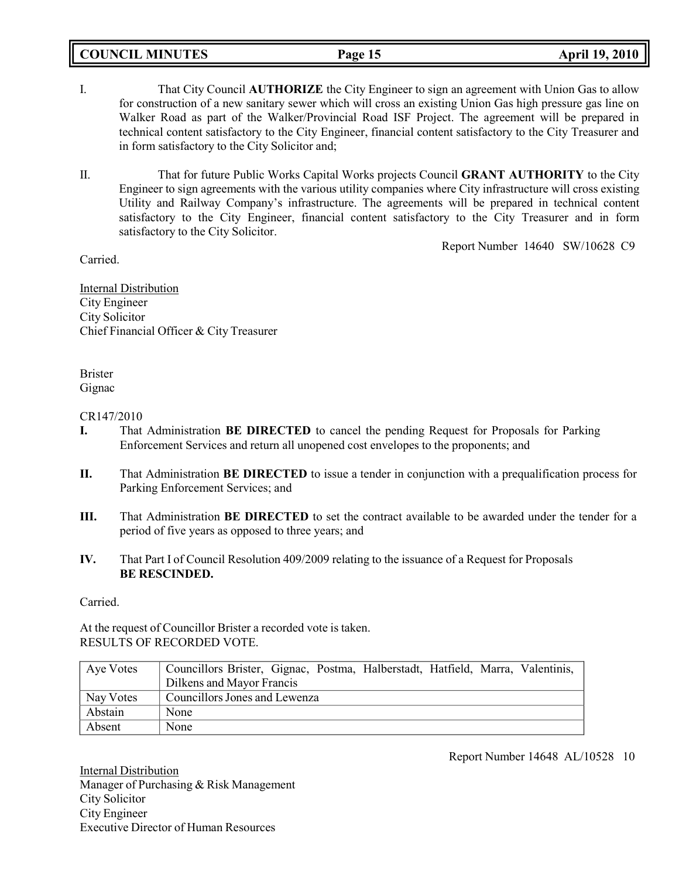I. That City Council **AUTHORIZE** the City Engineer to sign an agreement with Union Gas to allow for construction of a new sanitary sewer which will cross an existing Union Gas high pressure gas line on Walker Road as part of the Walker/Provincial Road ISF Project. The agreement will be prepared in technical content satisfactory to the City Engineer, financial content satisfactory to the City Treasurer and in form satisfactory to the City Solicitor and;

II. That for future Public Works Capital Works projects Council **GRANT AUTHORITY** to the City Engineer to sign agreements with the various utility companies where City infrastructure will cross existing Utility and Railway Company's infrastructure. The agreements will be prepared in technical content satisfactory to the City Engineer, financial content satisfactory to the City Treasurer and in form satisfactory to the City Solicitor.

Report Number 14640 SW/10628 C9

Carried.

Internal Distribution
City Engineer
City Solicitor
Chief Financial Officer & City Treasurer

Brister
Gignac

CR147/2010

**I.** That Administration **BE DIRECTED** to cancel the pending Request for Proposals for Parking Enforcement Services and return all unopened cost envelopes to the proponents; and

**II.** That Administration **BE DIRECTED** to issue a tender in conjunction with a prequalification process for Parking Enforcement Services; and

**III.** That Administration **BE DIRECTED** to set the contract available to be awarded under the tender for a period of five years as opposed to three years; and

**IV.** That Part I of Council Resolution 409/2009 relating to the issuance of a Request for Proposals **BE RESCINDED.**

Carried.

At the request of Councillor Brister a recorded vote is taken.
RESULTS OF RECORDED VOTE.

| Aye Votes | Councillors Brister, Gignac, Postma, Halberstadt, Hatfield, Marra, Valentinis, Dilkens and Mayor Francis |
|---|---|
| Nay Votes | Councillors Jones and Lewenza |
| Abstain | None |
| Absent | None |

Report Number 14648 AL/10528 10

Internal Distribution
Manager of Purchasing & Risk Management
City Solicitor
City Engineer
Executive Director of Human Resources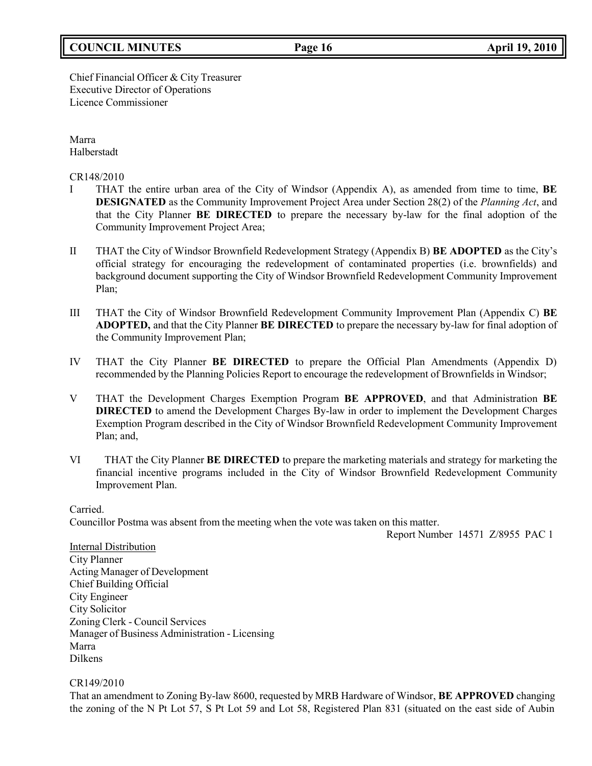Chief Financial Officer & City Treasurer
Executive Director of Operations
Licence Commissioner

Marra
Halberstadt

CR148/2010

I THAT the entire urban area of the City of Windsor (Appendix A), as amended from time to time, **BE DESIGNATED** as the Community Improvement Project Area under Section 28(2) of the *Planning Act*, and that the City Planner **BE DIRECTED** to prepare the necessary by-law for the final adoption of the Community Improvement Project Area;

II THAT the City of Windsor Brownfield Redevelopment Strategy (Appendix B) **BE ADOPTED** as the City's official strategy for encouraging the redevelopment of contaminated properties (i.e. brownfields) and background document supporting the City of Windsor Brownfield Redevelopment Community Improvement Plan;

III THAT the City of Windsor Brownfield Redevelopment Community Improvement Plan (Appendix C) **BE ADOPTED,** and that the City Planner **BE DIRECTED** to prepare the necessary by-law for final adoption of the Community Improvement Plan;

IV THAT the City Planner **BE DIRECTED** to prepare the Official Plan Amendments (Appendix D) recommended by the Planning Policies Report to encourage the redevelopment of Brownfields in Windsor;

V THAT the Development Charges Exemption Program **BE APPROVED**, and that Administration **BE DIRECTED** to amend the Development Charges By-law in order to implement the Development Charges Exemption Program described in the City of Windsor Brownfield Redevelopment Community Improvement Plan; and,

VI THAT the City Planner **BE DIRECTED** to prepare the marketing materials and strategy for marketing the financial incentive programs included in the City of Windsor Brownfield Redevelopment Community Improvement Plan.

Carried.

Councillor Postma was absent from the meeting when the vote was taken on this matter.

Report Number 14571 Z/8955 PAC 1

Internal Distribution
City Planner
Acting Manager of Development
Chief Building Official
City Engineer
City Solicitor
Zoning Clerk - Council Services
Manager of Business Administration - Licensing
Marra
Dilkens

CR149/2010

That an amendment to Zoning By-law 8600, requested by MRB Hardware of Windsor, **BE APPROVED** changing the zoning of the N Pt Lot 57, S Pt Lot 59 and Lot 58, Registered Plan 831 (situated on the east side of Aubin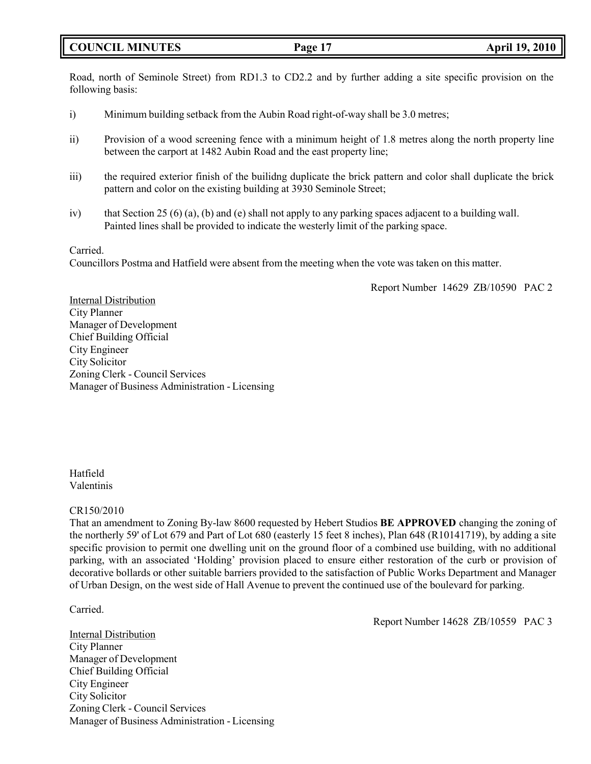Road, north of Seminole Street) from RD1.3 to CD2.2 and by further adding a site specific provision on the following basis:

i) Minimum building setback from the Aubin Road right-of-way shall be 3.0 metres;

ii) Provision of a wood screening fence with a minimum height of 1.8 metres along the north property line between the carport at 1482 Aubin Road and the east property line;

iii) the required exterior finish of the builidng duplicate the brick pattern and color shall duplicate the brick pattern and color on the existing building at 3930 Seminole Street;

iv) that Section 25 (6) (a), (b) and (e) shall not apply to any parking spaces adjacent to a building wall. Painted lines shall be provided to indicate the westerly limit of the parking space.

Carried.
Councillors Postma and Hatfield were absent from the meeting when the vote was taken on this matter.

Report Number 14629 ZB/10590 PAC 2

Internal Distribution
City Planner
Manager of Development
Chief Building Official
City Engineer
City Solicitor
Zoning Clerk - Council Services
Manager of Business Administration - Licensing

Hatfield
Valentinis

CR150/2010
That an amendment to Zoning By-law 8600 requested by Hebert Studios **BE APPROVED** changing the zoning of the northerly 59' of Lot 679 and Part of Lot 680 (easterly 15 feet 8 inches), Plan 648 (R10141719), by adding a site specific provision to permit one dwelling unit on the ground floor of a combined use building, with no additional parking, with an associated 'Holding' provision placed to ensure either restoration of the curb or provision of decorative bollards or other suitable barriers provided to the satisfaction of Public Works Department and Manager of Urban Design, on the west side of Hall Avenue to prevent the continued use of the boulevard for parking.

Carried.

Report Number 14628 ZB/10559 PAC 3

Internal Distribution
City Planner
Manager of Development
Chief Building Official
City Engineer
City Solicitor
Zoning Clerk - Council Services
Manager of Business Administration - Licensing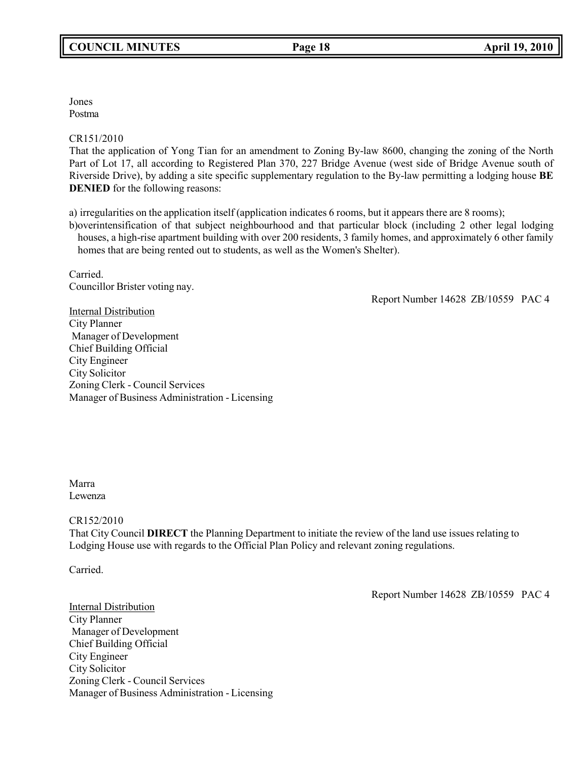Jones
Postma

CR151/2010
That the application of Yong Tian for an amendment to Zoning By-law 8600, changing the zoning of the North Part of Lot 17, all according to Registered Plan 370, 227 Bridge Avenue (west side of Bridge Avenue south of Riverside Drive), by adding a site specific supplementary regulation to the By-law permitting a lodging house **BE DENIED** for the following reasons:

a) irregularities on the application itself (application indicates 6 rooms, but it appears there are 8 rooms);
b)overintensification of that subject neighbourhood and that particular block (including 2 other legal lodging houses, a high-rise apartment building with over 200 residents, 3 family homes, and approximately 6 other family homes that are being rented out to students, as well as the Women's Shelter).

Carried.
Councillor Brister voting nay.

Report Number 14628 ZB/10559 PAC 4

Internal Distribution
City Planner
Manager of Development
Chief Building Official
City Engineer
City Solicitor
Zoning Clerk - Council Services
Manager of Business Administration - Licensing

Marra
Lewenza

CR152/2010
That City Council **DIRECT** the Planning Department to initiate the review of the land use issues relating to Lodging House use with regards to the Official Plan Policy and relevant zoning regulations.

Carried.

Report Number 14628 ZB/10559 PAC 4

Internal Distribution
City Planner
Manager of Development
Chief Building Official
City Engineer
City Solicitor
Zoning Clerk - Council Services
Manager of Business Administration - Licensing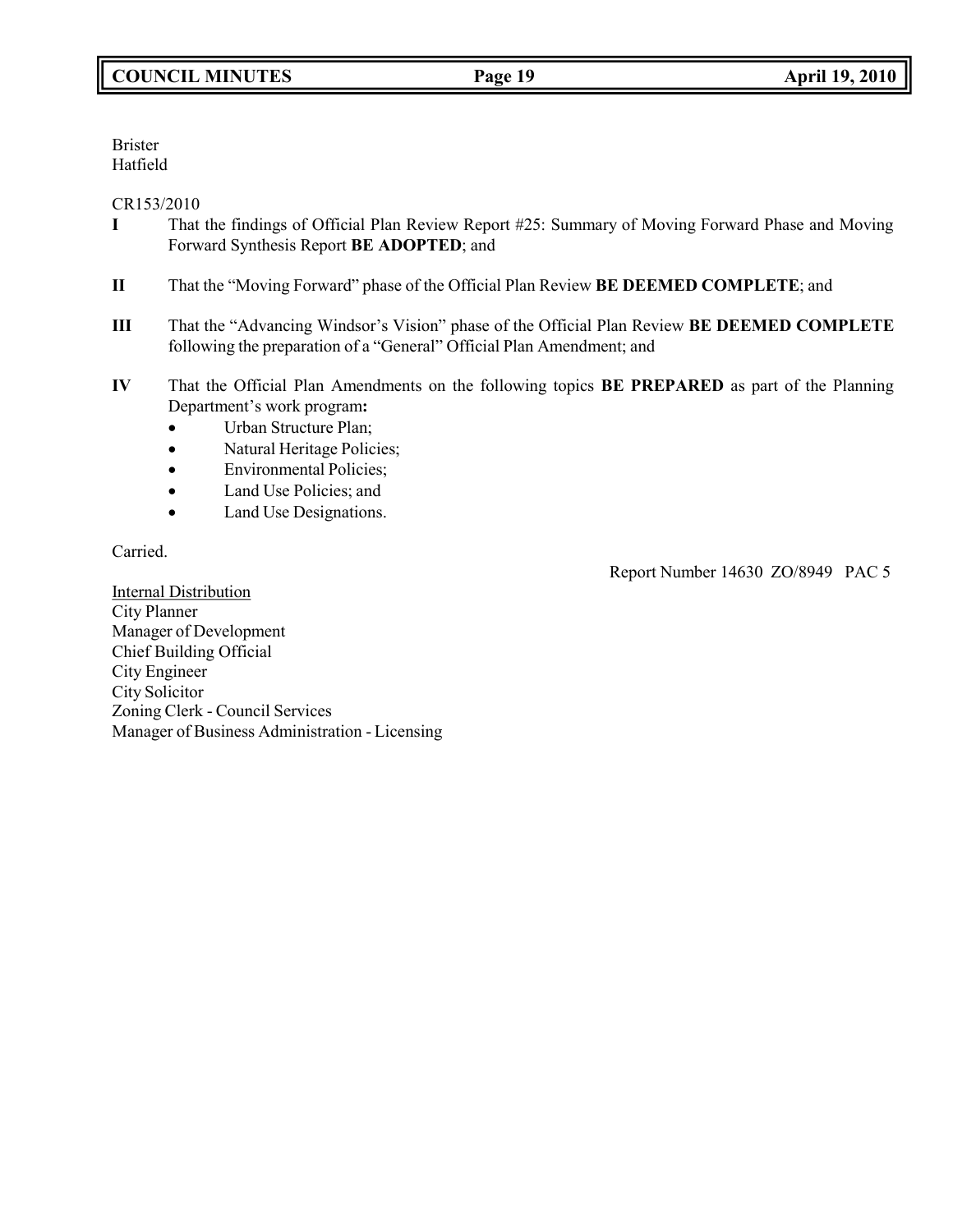Brister
Hatfield

CR153/2010

**I** That the findings of Official Plan Review Report #25: Summary of Moving Forward Phase and Moving Forward Synthesis Report **BE ADOPTED**; and

**II** That the "Moving Forward" phase of the Official Plan Review **BE DEEMED COMPLETE**; and

**III** That the "Advancing Windsor's Vision" phase of the Official Plan Review **BE DEEMED COMPLETE** following the preparation of a "General" Official Plan Amendment; and

**IV** That the Official Plan Amendments on the following topics **BE PREPARED** as part of the Planning Department's work program**:**

- Urban Structure Plan;
- Natural Heritage Policies;
- Environmental Policies;
- Land Use Policies; and
- Land Use Designations.

Carried.

Report Number 14630 ZO/8949 PAC 5

Internal Distribution
City Planner
Manager of Development
Chief Building Official
City Engineer
City Solicitor
Zoning Clerk - Council Services
Manager of Business Administration - Licensing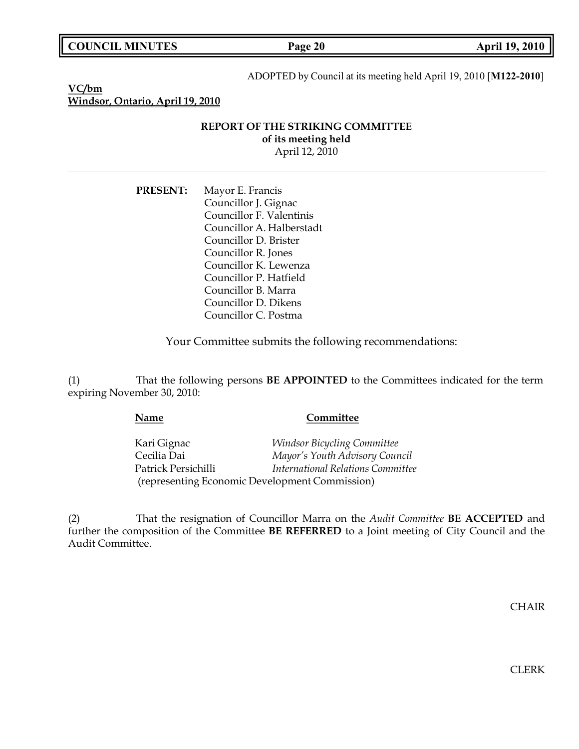ADOPTED by Council at its meeting held April 19, 2010 [**M122-2010**]

**VC/bm**
**Windsor, Ontario, April 19, 2010**

## REPORT OF THE STRIKING COMMITTEE
**of its meeting held**
April 12, 2010

---

**PRESENT:** Mayor E. Francis
Councillor J. Gignac
Councillor F. Valentinis
Councillor A. Halberstadt
Councillor D. Brister
Councillor R. Jones
Councillor K. Lewenza
Councillor P. Hatfield
Councillor B. Marra
Councillor D. Dikens
Councillor C. Postma

Your Committee submits the following recommendations:

(1) That the following persons **BE APPOINTED** to the Committees indicated for the term expiring November 30, 2010:

| Name | Committee |
|---|---|
| Kari Gignac | *Windsor Bicycling Committee* |
| Cecilia Dai | *Mayor's Youth Advisory Council* |
| Patrick Persichilli | *International Relations Committee* |
| (representing Economic Development Commission) | |

(2) That the resignation of Councillor Marra on the *Audit Committee* **BE ACCEPTED** and further the composition of the Committee **BE REFERRED** to a Joint meeting of City Council and the Audit Committee.

CHAIR

CLERK